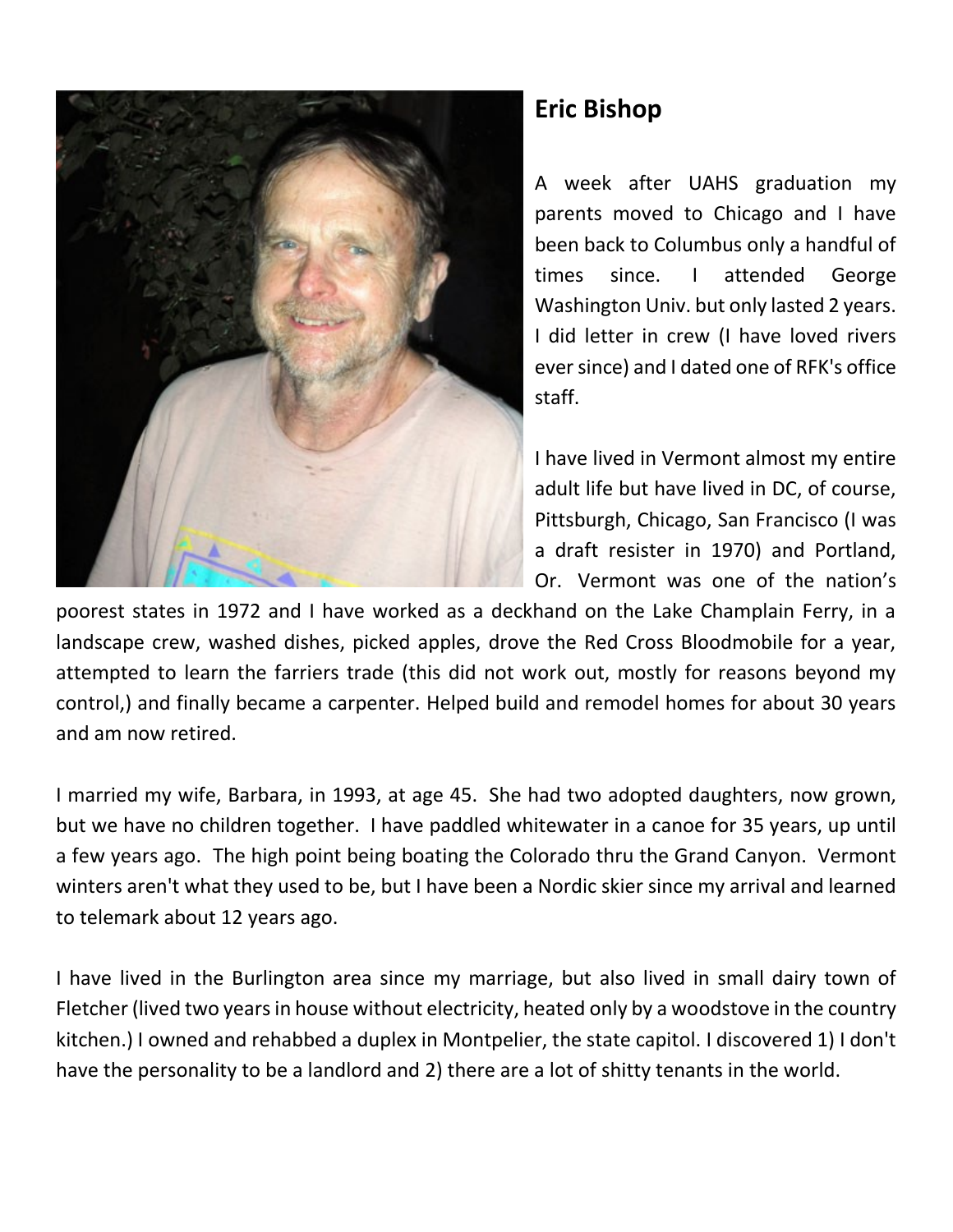## Eric Bishop

A week after UAHS graduation my parents moved to Chicago and I have been back to Columbus only a handful of times since. I attended George Washington Univ. but only lasted 2 years. I did letter in crew (I have loved rivers ever since) and I dated one of RFK's office staff.

I have lived in Vermont almost my entire adult life but have lived in DC, of course, Pittsburgh, Chicago, San Francisco (I was a draft resister in 1970) and Portland, Or. Vermont was one of the nation's poorest states in 1972 and I have worked as a deckhand on the Lake Champlain Ferry, in a landscape crew, washed dishes, picked apples, drove the Red Cross Bloodmobile for a year, attempted to learn the farriers trade (this did not work out, mostly for reasons beyond my control,) and finally became a carpenter. Helped build and remodel homes for about 30 years and am now retired.

I married my wife, Barbara, in 1993, at age 45. She had two adopted daughters, now grown, but we have no children together. I have paddled whitewater in a canoe for 35 years, up until a few years ago. The high point being boating the Colorado thru the Grand Canyon. Vermont winters aren't what they used to be, but I have been a Nordic skier since my arrival and learned to telemark about 12 years ago.

I have lived in the Burlington area since my marriage, but also lived in small dairy town of Fletcher (lived two years in house without electricity, heated only by a woodstove in the country kitchen.) I owned and rehabbed a duplex in Montpelier, the state capitol. I discovered 1) I don't have the personality to be a landlord and 2) there are a lot of shitty tenants in the world.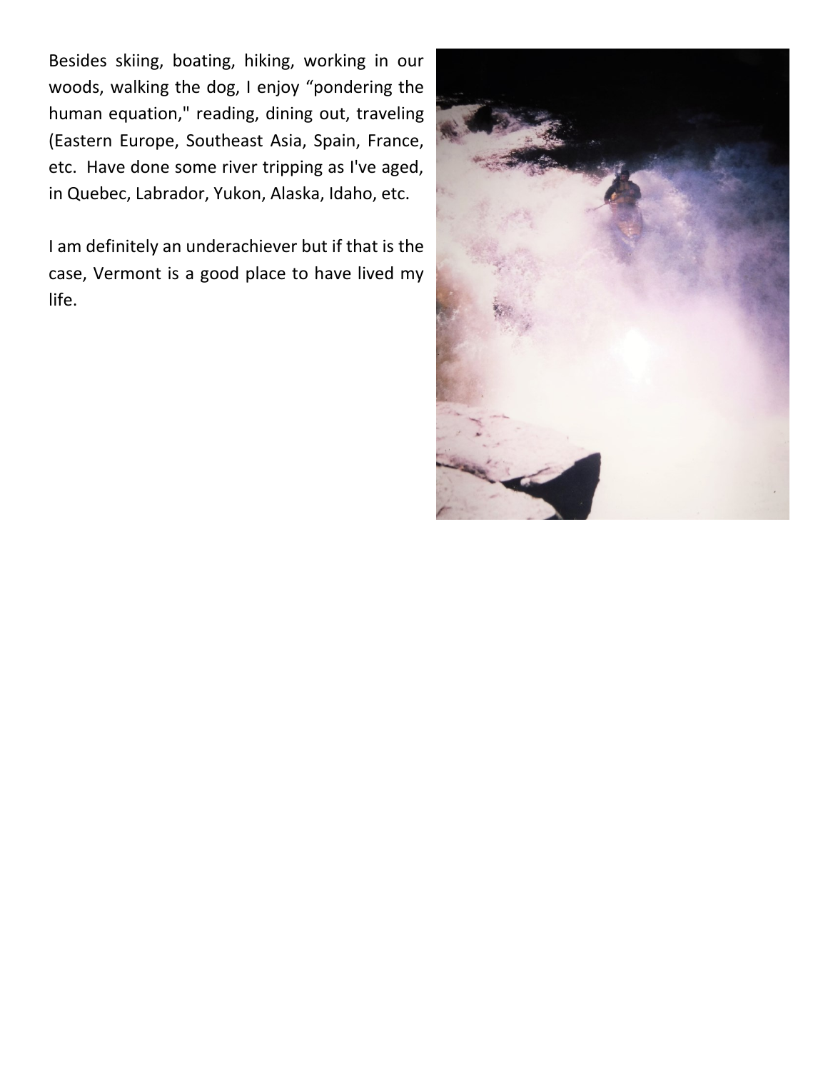Besides skiing, boating, hiking, working in our woods, walking the dog, I enjoy "pondering the human equation," reading, dining out, traveling (Eastern Europe, Southeast Asia, Spain, France, etc. Have done some river tripping as I've aged, in Quebec, Labrador, Yukon, Alaska, Idaho, etc.

I am definitely an underachiever but if that is the case, Vermont is a good place to have lived my life.